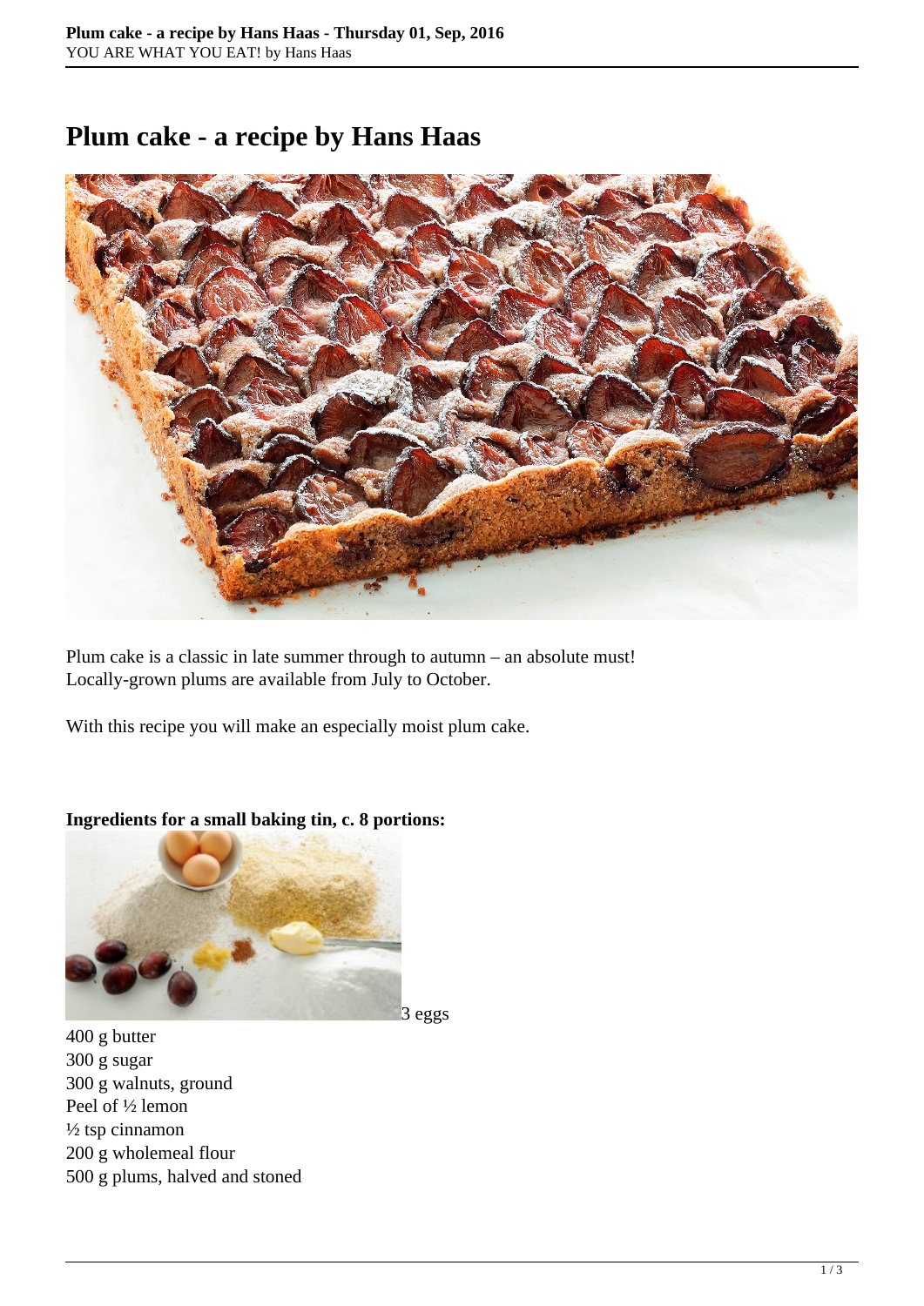# Plum cake - a recipe by Hans Haas

Plum cake is a classic in late summer through to autumn – an absolute must!
Locally-grown plums are available from July to October.

With this recipe you will make an especially moist plum cake.

**Ingredients for a small baking tin, c. 8 portions:**

3 eggs
400 g butter
300 g sugar
300 g walnuts, ground
Peel of ½ lemon
½ tsp cinnamon
200 g wholemeal flour
500 g plums, halved and stoned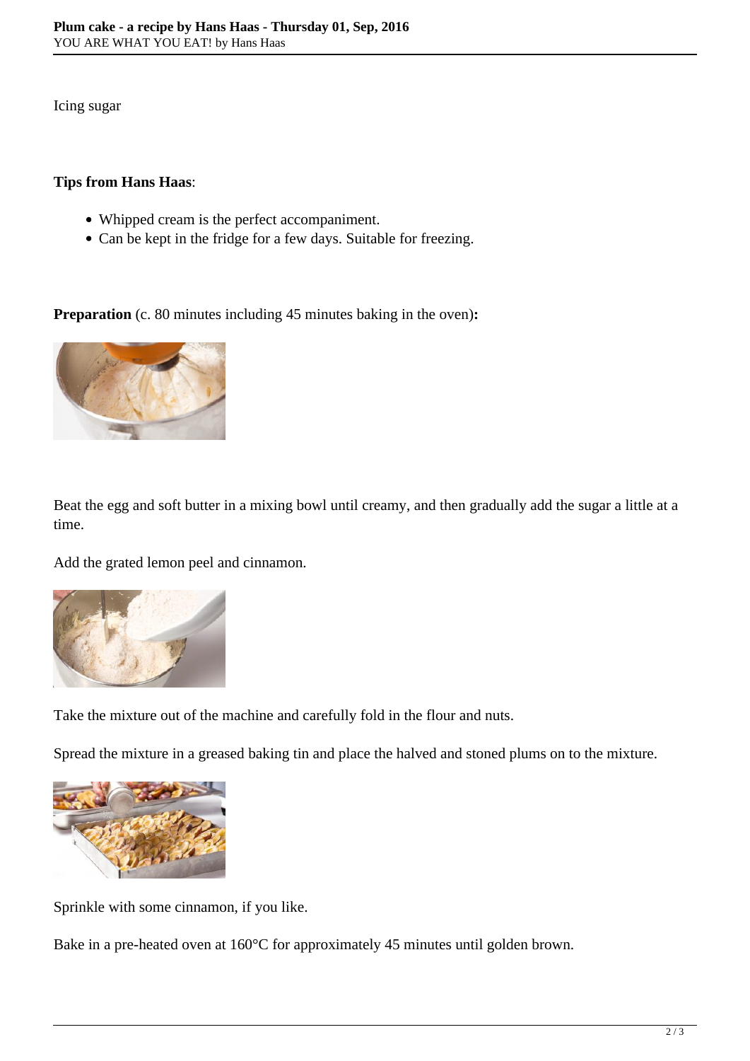Icing sugar

**Tips from Hans Haas**:

- Whipped cream is the perfect accompaniment.
- Can be kept in the fridge for a few days. Suitable for freezing.

**Preparation** (c. 80 minutes including 45 minutes baking in the oven)**:**

Beat the egg and soft butter in a mixing bowl until creamy, and then gradually add the sugar a little at a time.

Add the grated lemon peel and cinnamon.

Take the mixture out of the machine and carefully fold in the flour and nuts.

Spread the mixture in a greased baking tin and place the halved and stoned plums on to the mixture.

Sprinkle with some cinnamon, if you like.

Bake in a pre-heated oven at 160°C for approximately 45 minutes until golden brown.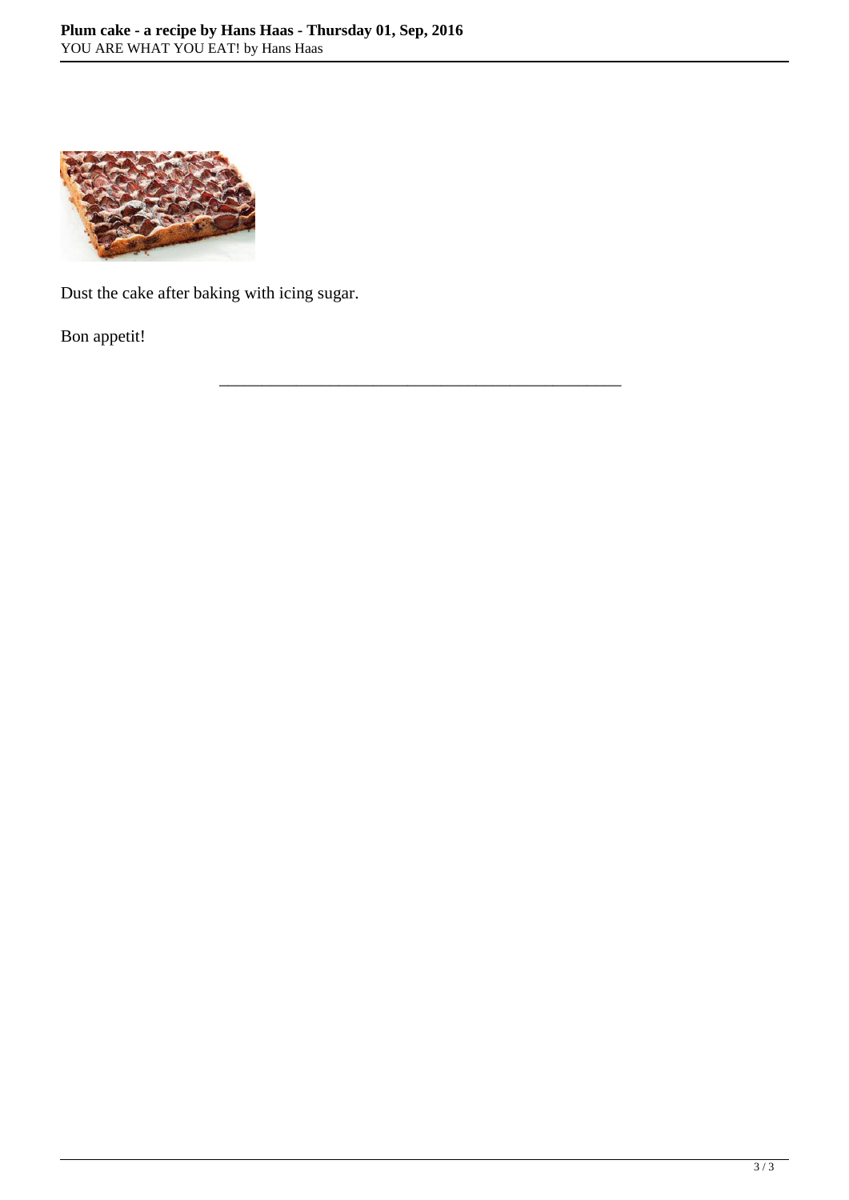Dust the cake after baking with icing sugar.

Bon appetit!